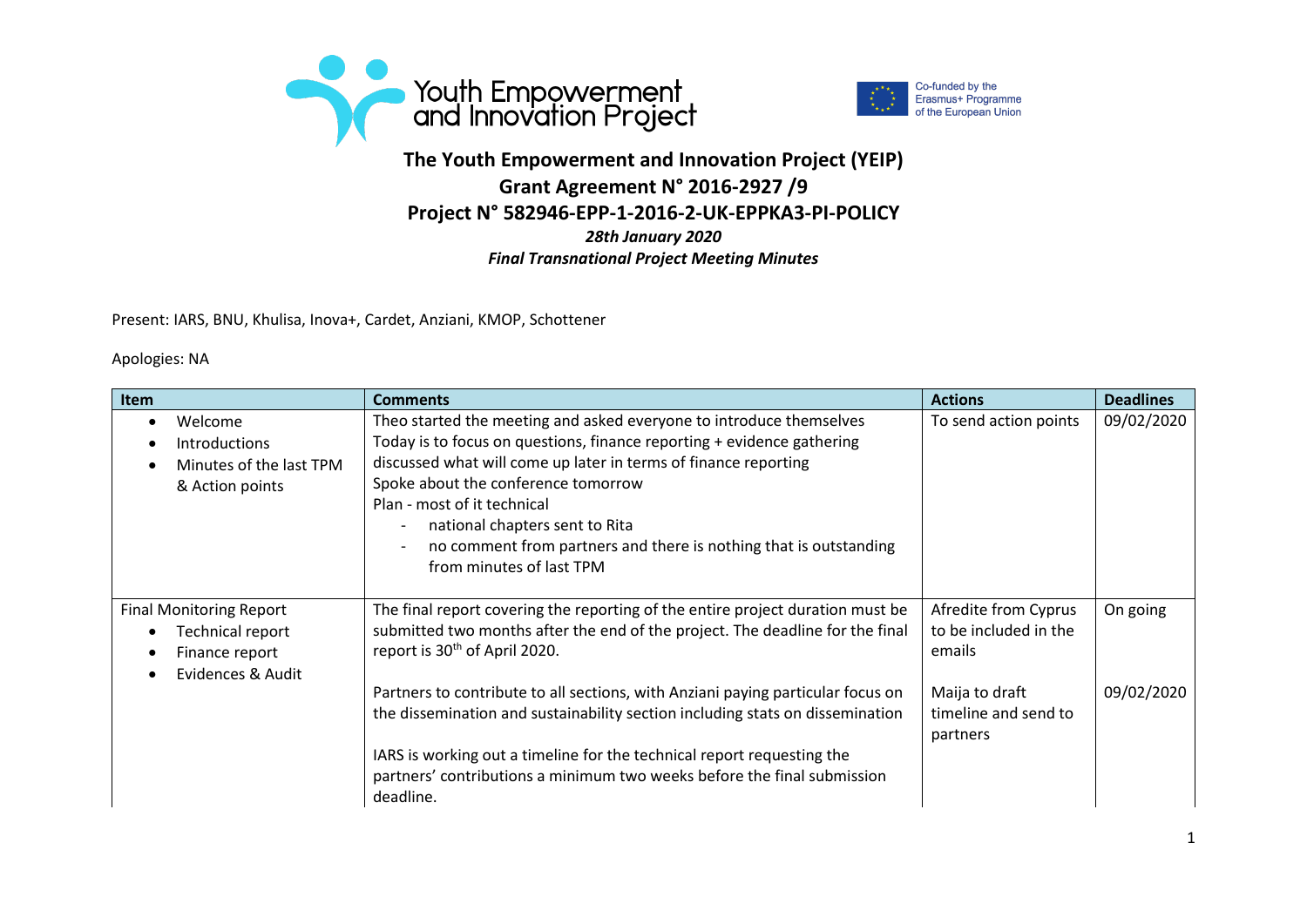Youth Empowerment and Innovation Project

Co-funded by the Erasmus+ Programme of the European Union

# The Youth Empowerment and Innovation Project (YEIP)

## Grant Agreement N° 2016-2927 /9

## Project N° 582946-EPP-1-2016-2-UK-EPPKA3-PI-POLICY

***28th January 2020***

***Final Transnational Project Meeting Minutes***

Present: IARS, BNU, Khulisa, Inova+, Cardet, Anziani, KMOP, Schottener

Apologies: NA

| Item | Comments | Actions | Deadlines |
|---|---|---|---|
| • Welcome<br>• Introductions<br>• Minutes of the last TPM & Action points | Theo started the meeting and asked everyone to introduce themselves<br>Today is to focus on questions, finance reporting + evidence gathering<br>discussed what will come up later in terms of finance reporting<br>Spoke about the conference tomorrow<br>Plan - most of it technical<br>- national chapters sent to Rita<br>- no comment from partners and there is nothing that is outstanding from minutes of last TPM | To send action points | 09/02/2020 |
| Final Monitoring Report<br>• Technical report<br>• Finance report<br>• Evidences & Audit | The final report covering the reporting of the entire project duration must be submitted two months after the end of the project. The deadline for the final report is 30th of April 2020.<br><br>Partners to contribute to all sections, with Anziani paying particular focus on the dissemination and sustainability section including stats on dissemination<br><br>IARS is working out a timeline for the technical report requesting the partners' contributions a minimum two weeks before the final submission deadline. | Afredite from Cyprus to be included in the emails<br><br>Maija to draft timeline and send to partners | On going<br><br>09/02/2020 |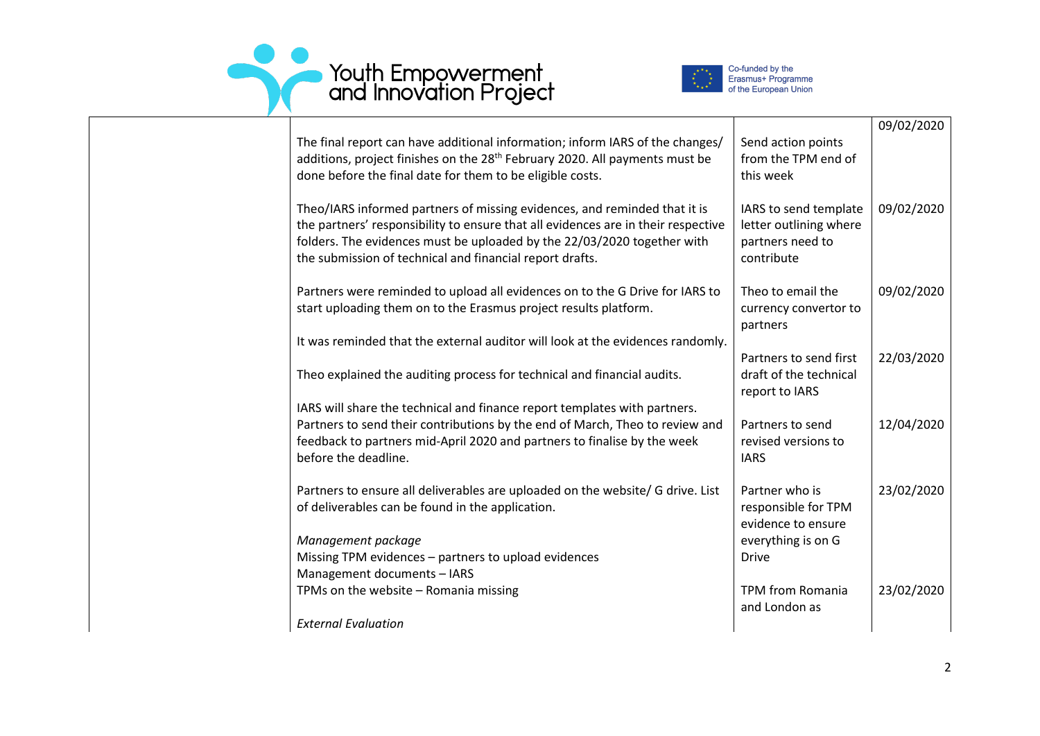| | | | |
|---|---|---|---|
| | The final report can have additional information; inform IARS of the changes/ additions, project finishes on the 28th February 2020. All payments must be done before the final date for them to be eligible costs. | Send action points from the TPM end of this week | 09/02/2020 |
| | Theo/IARS informed partners of missing evidences, and reminded that it is the partners' responsibility to ensure that all evidences are in their respective folders. The evidences must be uploaded by the 22/03/2020 together with the submission of technical and financial report drafts. | IARS to send template letter outlining where partners need to contribute | 09/02/2020 |
| | Partners were reminded to upload all evidences on to the G Drive for IARS to start uploading them on to the Erasmus project results platform. | Theo to email the currency convertor to partners | 09/02/2020 |
| | It was reminded that the external auditor will look at the evidences randomly.<br><br>Theo explained the auditing process for technical and financial audits. | Partners to send first draft of the technical report to IARS | 22/03/2020 |
| | IARS will share the technical and finance report templates with partners. Partners to send their contributions by the end of March, Theo to review and feedback to partners mid-April 2020 and partners to finalise by the week before the deadline. | Partners to send revised versions to IARS | 12/04/2020 |
| | Partners to ensure all deliverables are uploaded on the website/ G drive. List of deliverables can be found in the application.<br><br>*Management package*<br>Missing TPM evidences – partners to upload evidences<br>Management documents – IARS | Partner who is responsible for TPM evidence to ensure everything is on G Drive | 23/02/2020 |
| | TPMs on the website – Romania missing<br><br>*External Evaluation* | TPM from Romania and London as | 23/02/2020 |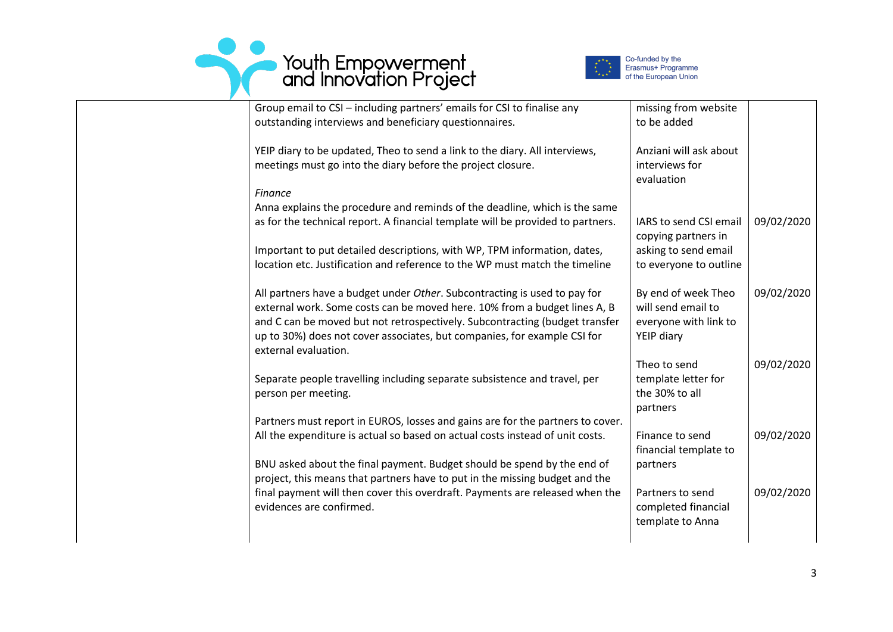| | | | |
|---|---|---|---|
| | Group email to CSI – including partners' emails for CSI to finalise any outstanding interviews and beneficiary questionnaires.<br><br>YEIP diary to be updated, Theo to send a link to the diary. All interviews, meetings must go into the diary before the project closure.<br><br>*Finance*<br>Anna explains the procedure and reminds of the deadline, which is the same as for the technical report. A financial template will be provided to partners.<br><br>Important to put detailed descriptions, with WP, TPM information, dates, location etc. Justification and reference to the WP must match the timeline<br><br>All partners have a budget under *Other*. Subcontracting is used to pay for external work. Some costs can be moved here. 10% from a budget lines A, B and C can be moved but not retrospectively. Subcontracting (budget transfer up to 30%) does not cover associates, but companies, for example CSI for external evaluation.<br><br>Separate people travelling including separate subsistence and travel, per person per meeting.<br><br>Partners must report in EUROS, losses and gains are for the partners to cover. All the expenditure is actual so based on actual costs instead of unit costs.<br><br>BNU asked about the final payment. Budget should be spend by the end of project, this means that partners have to put in the missing budget and the final payment will then cover this overdraft. Payments are released when the evidences are confirmed. | missing from website to be added<br><br>Anziani will ask about interviews for evaluation<br><br>IARS to send CSI email copying partners in asking to send email to everyone to outline<br><br>By end of week Theo will send email to everyone with link to YEIP diary<br><br>Theo to send template letter for the 30% to all partners<br><br>Finance to send financial template to partners<br><br>Partners to send completed financial template to Anna | <br><br><br><br>09/02/2020<br><br>09/02/2020<br><br>09/02/2020<br><br>09/02/2020<br><br>09/02/2020 |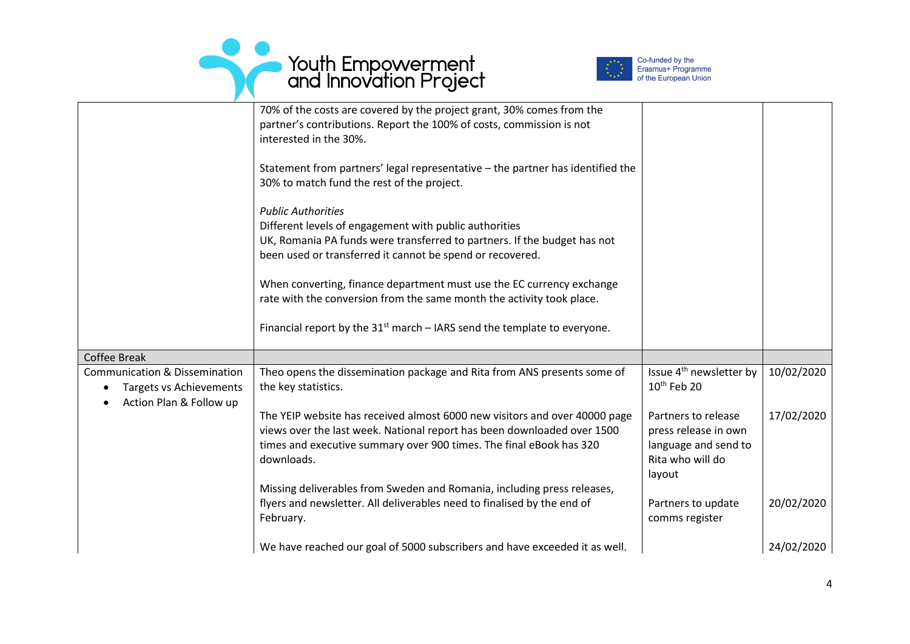| | | | |
|---|---|---|---|
| | 70% of the costs are covered by the project grant, 30% comes from the partner's contributions. Report the 100% of costs, commission is not interested in the 30%.<br><br>Statement from partners' legal representative – the partner has identified the 30% to match fund the rest of the project.<br><br>*Public Authorities*<br>Different levels of engagement with public authorities<br>UK, Romania PA funds were transferred to partners. If the budget has not been used or transferred it cannot be spend or recovered.<br><br>When converting, finance department must use the EC currency exchange rate with the conversion from the same month the activity took place.<br><br>Financial report by the 31st march – IARS send the template to everyone. | | |
| Coffee Break | | | |
| Communication & Dissemination<br>• Targets vs Achievements<br>• Action Plan & Follow up | Theo opens the dissemination package and Rita from ANS presents some of the key statistics.<br><br>The YEIP website has received almost 6000 new visitors and over 40000 page views over the last week. National report has been downloaded over 1500 times and executive summary over 900 times. The final eBook has 320 downloads.<br><br>Missing deliverables from Sweden and Romania, including press releases, flyers and newsletter. All deliverables need to finalised by the end of February.<br><br>We have reached our goal of 5000 subscribers and have exceeded it as well. | Issue 4th newsletter by 10th Feb 20<br><br>Partners to release press release in own language and send to Rita who will do layout<br><br>Partners to update comms register | 10/02/2020<br><br>17/02/2020<br><br>20/02/2020<br><br>24/02/2020 |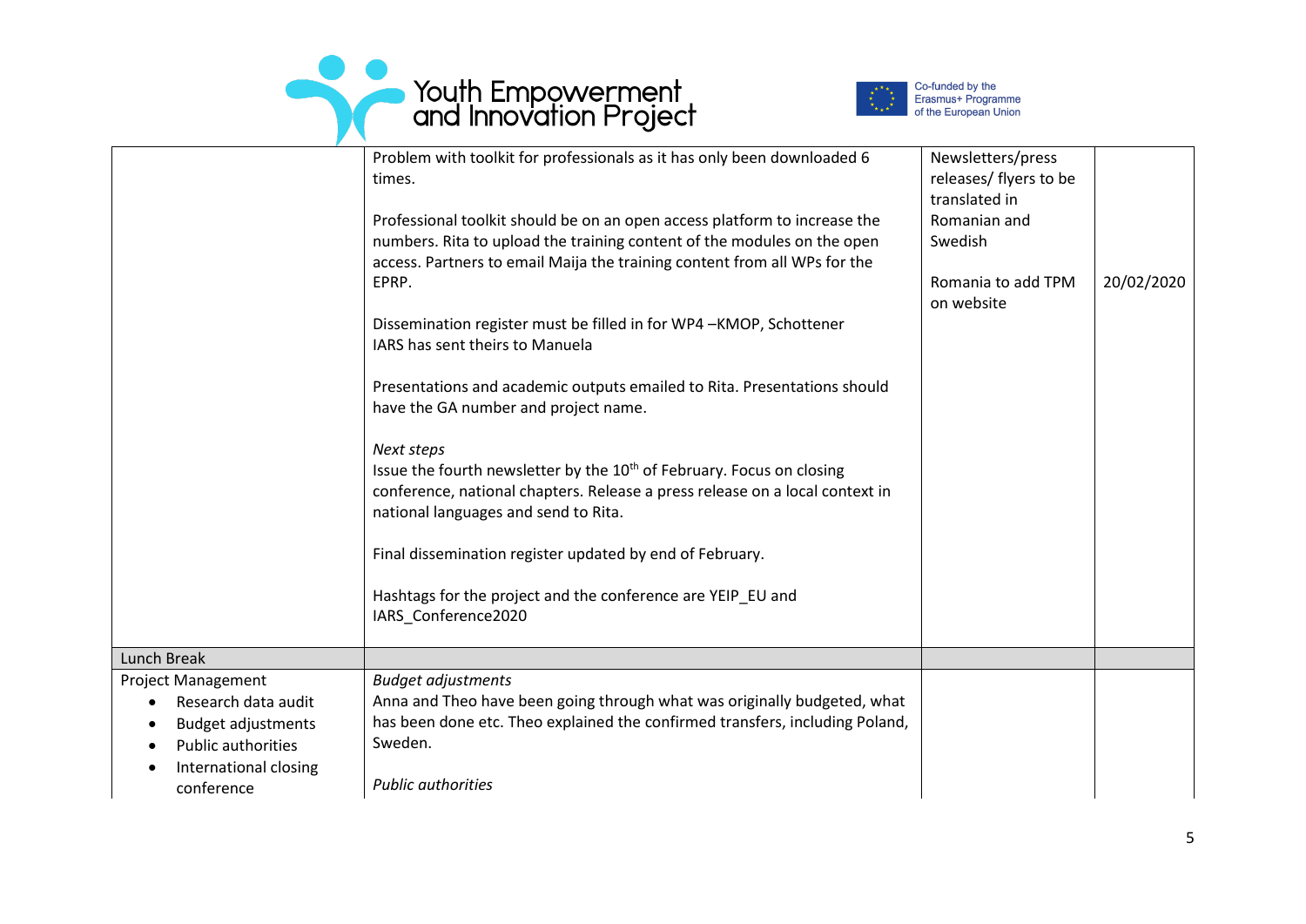| | | | |
|---|---|---|---|
| | Problem with toolkit for professionals as it has only been downloaded 6 times.<br><br>Professional toolkit should be on an open access platform to increase the numbers. Rita to upload the training content of the modules on the open access. Partners to email Maija the training content from all WPs for the EPRP.<br><br>Dissemination register must be filled in for WP4 –KMOP, Schottener<br>IARS has sent theirs to Manuela<br><br>Presentations and academic outputs emailed to Rita. Presentations should have the GA number and project name.<br><br>*Next steps*<br>Issue the fourth newsletter by the 10th of February. Focus on closing conference, national chapters. Release a press release on a local context in national languages and send to Rita.<br><br>Final dissemination register updated by end of February.<br><br>Hashtags for the project and the conference are YEIP_EU and IARS_Conference2020 | Newsletters/press releases/ flyers to be translated in Romanian and Swedish<br><br>Romania to add TPM on website | 20/02/2020 |
| Lunch Break | | | |
| Project Management<br>• Research data audit<br>• Budget adjustments<br>• Public authorities<br>• International closing conference | *Budget adjustments*<br>Anna and Theo have been going through what was originally budgeted, what has been done etc. Theo explained the confirmed transfers, including Poland, Sweden.<br><br>*Public authorities* | | |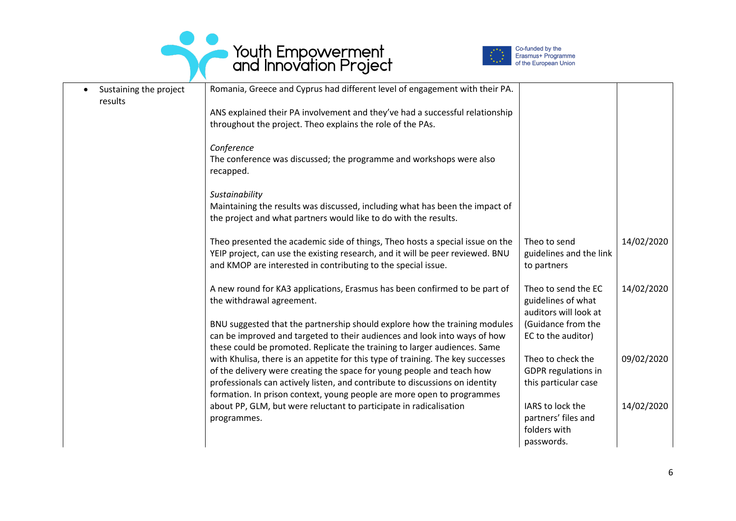| | | | |
|---|---|---|---|
| • Sustaining the project results | Romania, Greece and Cyprus had different level of engagement with their PA.<br><br>ANS explained their PA involvement and they've had a successful relationship throughout the project. Theo explains the role of the PAs.<br><br>*Conference*<br>The conference was discussed; the programme and workshops were also recapped.<br><br>*Sustainability*<br>Maintaining the results was discussed, including what has been the impact of the project and what partners would like to do with the results. | | |
| | Theo presented the academic side of things, Theo hosts a special issue on the YEIP project, can use the existing research, and it will be peer reviewed. BNU and KMOP are interested in contributing to the special issue. | Theo to send guidelines and the link to partners | 14/02/2020 |
| | A new round for KA3 applications, Erasmus has been confirmed to be part of the withdrawal agreement.<br><br>BNU suggested that the partnership should explore how the training modules can be improved and targeted to their audiences and look into ways of how these could be promoted. Replicate the training to larger audiences. Same with Khulisa, there is an appetite for this type of training. The key successes of the delivery were creating the space for young people and teach how professionals can actively listen, and contribute to discussions on identity formation. In prison context, young people are more open to programmes about PP, GLM, but were reluctant to participate in radicalisation programmes. | Theo to send the EC guidelines of what auditors will look at (Guidance from the EC to the auditor)<br><br>Theo to check the GDPR regulations in this particular case<br><br>IARS to lock the partners' files and folders with passwords. | 14/02/2020<br><br><br><br>09/02/2020<br><br><br>14/02/2020 |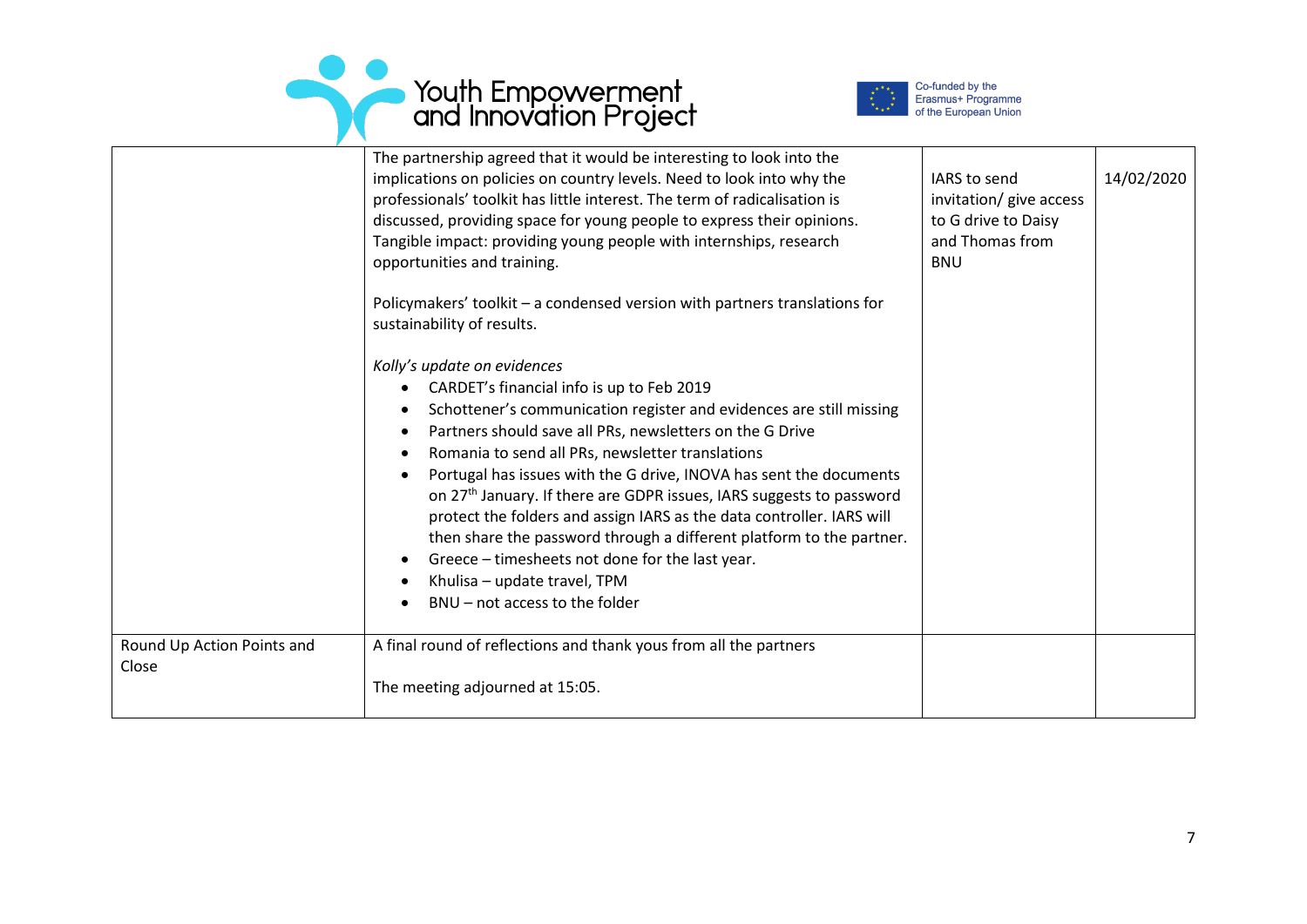| | | | |
|---|---|---|---|
| | The partnership agreed that it would be interesting to look into the implications on policies on country levels. Need to look into why the professionals' toolkit has little interest. The term of radicalisation is discussed, providing space for young people to express their opinions. Tangible impact: providing young people with internships, research opportunities and training.<br><br>Policymakers' toolkit – a condensed version with partners translations for sustainability of results.<br><br>*Kolly's update on evidences*<br>• CARDET's financial info is up to Feb 2019<br>• Schottener's communication register and evidences are still missing<br>• Partners should save all PRs, newsletters on the G Drive<br>• Romania to send all PRs, newsletter translations<br>• Portugal has issues with the G drive, INOVA has sent the documents on 27th January. If there are GDPR issues, IARS suggests to password protect the folders and assign IARS as the data controller. IARS will then share the password through a different platform to the partner.<br>• Greece – timesheets not done for the last year.<br>• Khulisa – update travel, TPM<br>• BNU – not access to the folder | IARS to send invitation/ give access to G drive to Daisy and Thomas from BNU | 14/02/2020 |
| Round Up Action Points and Close | A final round of reflections and thank yous from all the partners<br><br>The meeting adjourned at 15:05. | | |